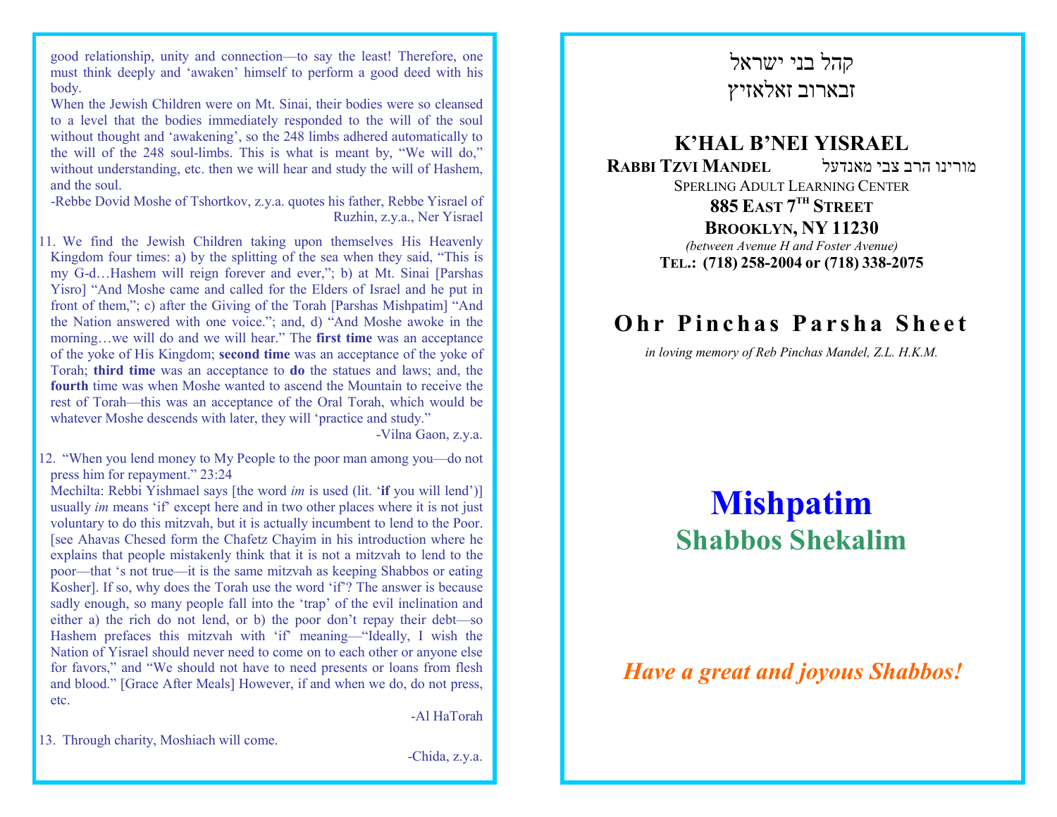good relationship, unity and connection—to say the least! Therefore, one must think deeply and 'awaken' himself to perform a good deed with his body.

When the Jewish Children were on Mt. Sinai, their bodies were so cleansed to a level that the bodies immediately responded to the will of the soul without thought and 'awakening', so the 248 limbs adhered automatically to the will of the 248 soul-limbs. This is what is meant by, "We will do," without understanding, etc. then we will hear and study the will of Hashem, and the soul.

-Rebbe Dovid Moshe of Tshortkov, z.y.a. quotes his father, Rebbe Yisrael of Ruzhin, z.y.a., Ner Yisrael

11. We find the Jewish Children taking upon themselves His Heavenly Kingdom four times: a) by the splitting of the sea when they said, "This is my G-d…Hashem will reign forever and ever,"; b) at Mt. Sinai [Parshas Yisro] "And Moshe came and called for the Elders of Israel and he put in front of them,"; c) after the Giving of the Torah [Parshas Mishpatim] "And the Nation answered with one voice."; and, d) "And Moshe awoke in the morning…we will do and we will hear." The **first time** was an acceptance of the yoke of His Kingdom; **second time** was an acceptance of the yoke of Torah; **third time** was an acceptance to **do** the statues and laws; and, the **fourth** time was when Moshe wanted to ascend the Mountain to receive the rest of Torah—this was an acceptance of the Oral Torah, which would be whatever Moshe descends with later, they will 'practice and study."

-Vilna Gaon, z.y.a.

12. "When you lend money to My People to the poor man among you—do not press him for repayment." 23:24

Mechilta: Rebbi Yishmael says [the word *im* is used (lit. '**if** you will lend')] usually *im* means 'if' except here and in two other places where it is not just voluntary to do this mitzvah, but it is actually incumbent to lend to the Poor. [see Ahavas Chesed form the Chafetz Chayim in his introduction where he explains that people mistakenly think that it is not a mitzvah to lend to the poor—that 's not true—it is the same mitzvah as keeping Shabbos or eating Kosher]. If so, why does the Torah use the word 'if'? The answer is because sadly enough, so many people fall into the 'trap' of the evil inclination and either a) the rich do not lend, or b) the poor don't repay their debt—so Hashem prefaces this mitzvah with 'if' meaning—"Ideally, I wish the Nation of Yisrael should never need to come on to each other or anyone else for favors," and "We should not have to need presents or loans from flesh and blood." [Grace After Meals] However, if and when we do, do not press, etc.

-Al HaTorah

13. Through charity, Moshiach will come.

-Chida, z.y.a.

קהל בני ישראל
זבארוב זאלאזיץ

## K'HAL B'NEI YISRAEL

**RABBI TZVI MANDEL** מורינו הרב צבי מאנדעל

SPERLING ADULT LEARNING CENTER

**885 EAST 7TH STREET**

**BROOKLYN, NY 11230**

*(between Avenue H and Foster Avenue)*

**TEL.: (718) 258-2004 or (718) 338-2075**

## Ohr Pinchas Parsha Sheet

*in loving memory of Reb Pinchas Mandel, Z.L. H.K.M.*

# Mishpatim

## Shabbos Shekalim

***Have a great and joyous Shabbos!***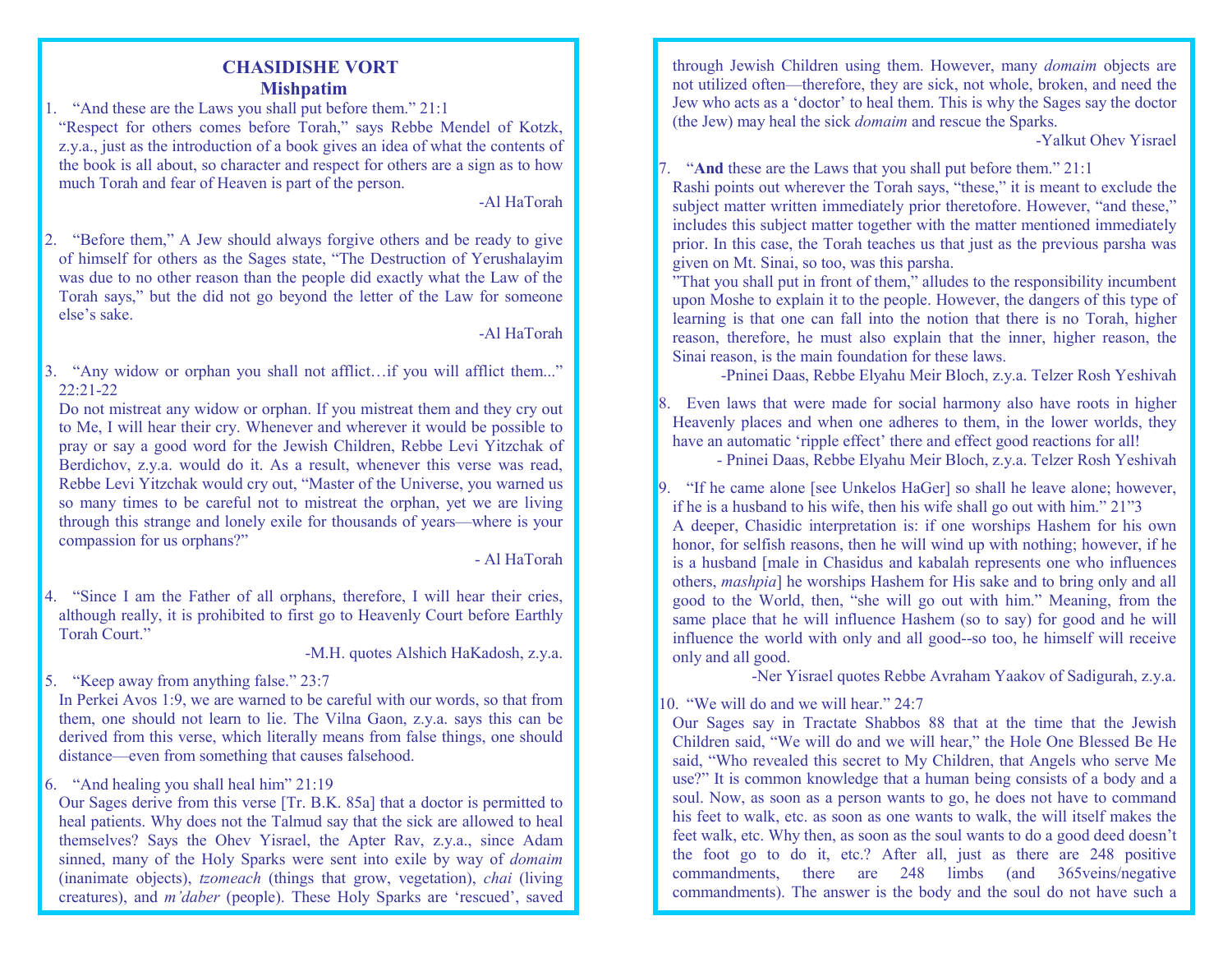## CHASIDISHE VORT
### Mishpatim

1. "And these are the Laws you shall put before them." 21:1
   "Respect for others comes before Torah," says Rebbe Mendel of Kotzk, z.y.a., just as the introduction of a book gives an idea of what the contents of the book is all about, so character and respect for others are a sign as to how much Torah and fear of Heaven is part of the person.

   -Al HaTorah

2. "Before them," A Jew should always forgive others and be ready to give of himself for others as the Sages state, "The Destruction of Yerushalayim was due to no other reason than the people did exactly what the Law of the Torah says," but the did not go beyond the letter of the Law for someone else's sake.

   -Al HaTorah

3. "Any widow or orphan you shall not afflict…if you will afflict them..." 22:21-22
   Do not mistreat any widow or orphan. If you mistreat them and they cry out to Me, I will hear their cry. Whenever and wherever it would be possible to pray or say a good word for the Jewish Children, Rebbe Levi Yitzchak of Berdichov, z.y.a. would do it. As a result, whenever this verse was read, Rebbe Levi Yitzchak would cry out, "Master of the Universe, you warned us so many times to be careful not to mistreat the orphan, yet we are living through this strange and lonely exile for thousands of years—where is your compassion for us orphans?"

   - Al HaTorah

4. "Since I am the Father of all orphans, therefore, I will hear their cries, although really, it is prohibited to first go to Heavenly Court before Earthly Torah Court."

   -M.H. quotes Alshich HaKadosh, z.y.a.

5. "Keep away from anything false." 23:7
   In Perkei Avos 1:9, we are warned to be careful with our words, so that from them, one should not learn to lie. The Vilna Gaon, z.y.a. says this can be derived from this verse, which literally means from false things, one should distance—even from something that causes falsehood.

6. "And healing you shall heal him" 21:19
   Our Sages derive from this verse [Tr. B.K. 85a] that a doctor is permitted to heal patients. Why does not the Talmud say that the sick are allowed to heal themselves? Says the Ohev Yisrael, the Apter Rav, z.y.a., since Adam sinned, many of the Holy Sparks were sent into exile by way of *domaim* (inanimate objects), *tzomeach* (things that grow, vegetation), *chai* (living creatures), and *m'daber* (people). These Holy Sparks are 'rescued', saved through Jewish Children using them. However, many *domaim* objects are not utilized often—therefore, they are sick, not whole, broken, and need the Jew who acts as a 'doctor' to heal them. This is why the Sages say the doctor (the Jew) may heal the sick *domaim* and rescue the Sparks.

   -Yalkut Ohev Yisrael

7. "**And** these are the Laws that you shall put before them." 21:1
   Rashi points out wherever the Torah says, "these," it is meant to exclude the subject matter written immediately prior theretofore. However, "and these," includes this subject matter together with the matter mentioned immediately prior. In this case, the Torah teaches us that just as the previous parsha was given on Mt. Sinai, so too, was this parsha.
   "That you shall put in front of them," alludes to the responsibility incumbent upon Moshe to explain it to the people. However, the dangers of this type of learning is that one can fall into the notion that there is no Torah, higher reason, therefore, he must also explain that the inner, higher reason, the Sinai reason, is the main foundation for these laws.

   -Pninei Daas, Rebbe Elyahu Meir Bloch, z.y.a. Telzer Rosh Yeshivah

8. Even laws that were made for social harmony also have roots in higher Heavenly places and when one adheres to them, in the lower worlds, they have an automatic 'ripple effect' there and effect good reactions for all!

   - Pninei Daas, Rebbe Elyahu Meir Bloch, z.y.a. Telzer Rosh Yeshivah

9. "If he came alone [see Unkelos HaGer] so shall he leave alone; however, if he is a husband to his wife, then his wife shall go out with him." 21"3
   A deeper, Chasidic interpretation is: if one worships Hashem for his own honor, for selfish reasons, then he will wind up with nothing; however, if he is a husband [male in Chasidus and kabalah represents one who influences others, *mashpia*] he worships Hashem for His sake and to bring only and all good to the World, then, "she will go out with him." Meaning, from the same place that he will influence Hashem (so to say) for good and he will influence the world with only and all good--so too, he himself will receive only and all good.

   -Ner Yisrael quotes Rebbe Avraham Yaakov of Sadigurah, z.y.a.

10. "We will do and we will hear." 24:7
    Our Sages say in Tractate Shabbos 88 that at the time that the Jewish Children said, "We will do and we will hear," the Hole One Blessed Be He said, "Who revealed this secret to My Children, that Angels who serve Me use?" It is common knowledge that a human being consists of a body and a soul. Now, as soon as a person wants to go, he does not have to command his feet to walk, etc. as soon as one wants to walk, the will itself makes the feet walk, etc. Why then, as soon as the soul wants to do a good deed doesn't the foot go to do it, etc.? After all, just as there are 248 positive commandments, there are 248 limbs (and 365veins/negative commandments). The answer is the body and the soul do not have such a